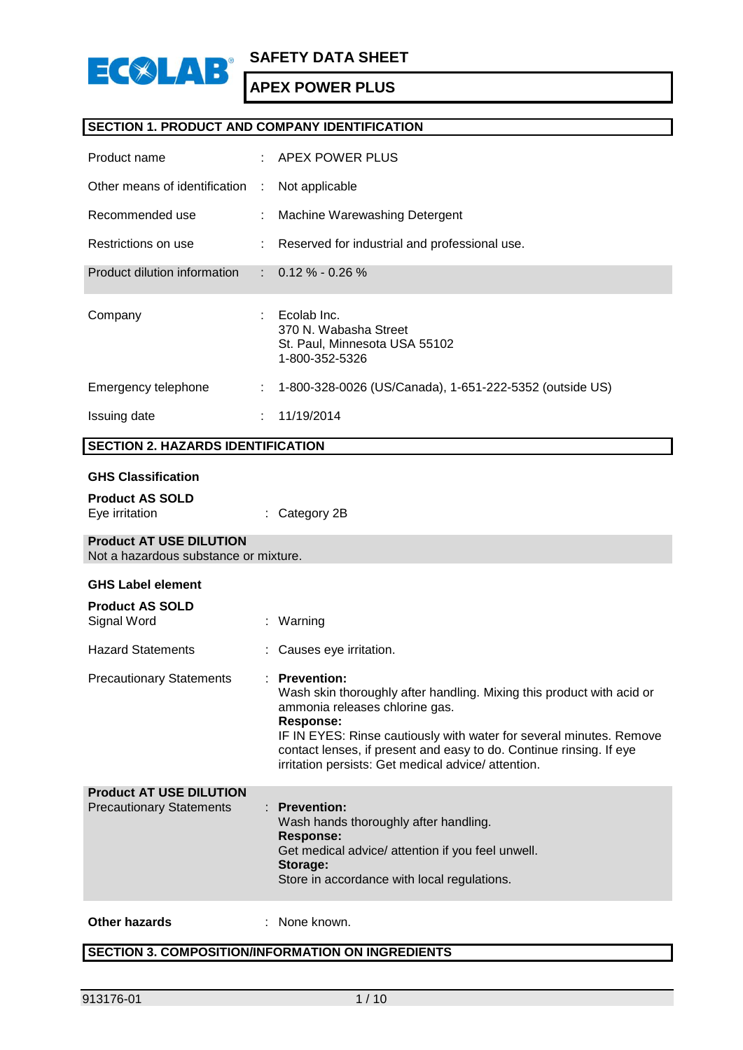# SAFETY DATA SHEET

## APEX POWER PLUS

### SECTION 1. PRODUCT AND COMPANY IDENTIFICATION

| | | |
|---|---|---|
| Product name | : | APEX POWER PLUS |
| Other means of identification | : | Not applicable |
| Recommended use | : | Machine Warewashing Detergent |
| Restrictions on use | : | Reserved for industrial and professional use. |
| Product dilution information | : | 0.12 % - 0.26 % |
| Company | : | Ecolab Inc.<br>370 N. Wabasha Street<br>St. Paul, Minnesota USA 55102<br>1-800-352-5326 |
| Emergency telephone | : | 1-800-328-0026 (US/Canada), 1-651-222-5352 (outside US) |
| Issuing date | : | 11/19/2014 |

### SECTION 2. HAZARDS IDENTIFICATION

**GHS Classification**

**Product AS SOLD**

Eye irritation : Category 2B

**Product AT USE DILUTION**

Not a hazardous substance or mixture.

**GHS Label element**

**Product AS SOLD**

Signal Word : Warning

Hazard Statements : Causes eye irritation.

Precautionary Statements :

**Prevention:**
Wash skin thoroughly after handling. Mixing this product with acid or ammonia releases chlorine gas.
**Response:**
IF IN EYES: Rinse cautiously with water for several minutes. Remove contact lenses, if present and easy to do. Continue rinsing. If eye irritation persists: Get medical advice/ attention.

**Product AT USE DILUTION**

Precautionary Statements :

**Prevention:**
Wash hands thoroughly after handling.
**Response:**
Get medical advice/ attention if you feel unwell.
**Storage:**
Store in accordance with local regulations.

**Other hazards** : None known.

### SECTION 3. COMPOSITION/INFORMATION ON INGREDIENTS

913176-01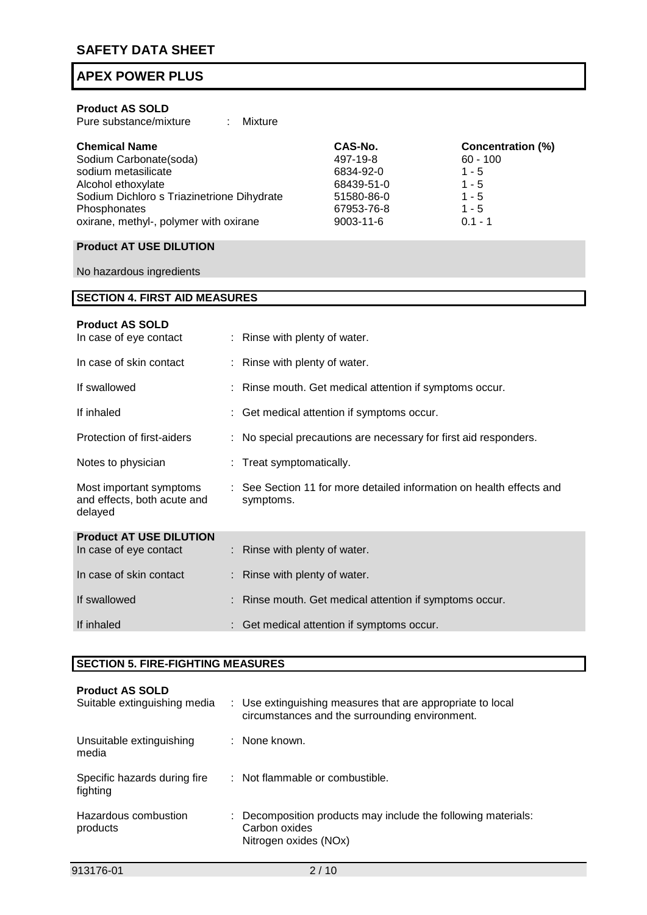# SAFETY DATA SHEET

## APEX POWER PLUS

**Product AS SOLD**

Pure substance/mixture : Mixture

| Chemical Name | CAS-No. | Concentration (%) |
| --- | --- | --- |
| Sodium Carbonate(soda) | 497-19-8 | 60 - 100 |
| sodium metasilicate | 6834-92-0 | 1 - 5 |
| Alcohol ethoxylate | 68439-51-0 | 1 - 5 |
| Sodium Dichloro s Triazinetrione Dihydrate | 51580-86-0 | 1 - 5 |
| Phosphonates | 67953-76-8 | 1 - 5 |
| oxirane, methyl-, polymer with oxirane | 9003-11-6 | 0.1 - 1 |

**Product AT USE DILUTION**

No hazardous ingredients

## SECTION 4. FIRST AID MEASURES

**Product AS SOLD**

In case of eye contact : Rinse with plenty of water.

In case of skin contact : Rinse with plenty of water.

If swallowed : Rinse mouth. Get medical attention if symptoms occur.

If inhaled : Get medical attention if symptoms occur.

Protection of first-aiders : No special precautions are necessary for first aid responders.

Notes to physician : Treat symptomatically.

Most important symptoms and effects, both acute and delayed : See Section 11 for more detailed information on health effects and symptoms.

**Product AT USE DILUTION**

In case of eye contact : Rinse with plenty of water.

In case of skin contact : Rinse with plenty of water.

If swallowed : Rinse mouth. Get medical attention if symptoms occur.

If inhaled : Get medical attention if symptoms occur.

## SECTION 5. FIRE-FIGHTING MEASURES

**Product AS SOLD**

Suitable extinguishing media : Use extinguishing measures that are appropriate to local circumstances and the surrounding environment.

Unsuitable extinguishing media : None known.

Specific hazards during fire fighting : Not flammable or combustible.

Hazardous combustion products : Decomposition products may include the following materials:
Carbon oxides
Nitrogen oxides (NOx)

913176-01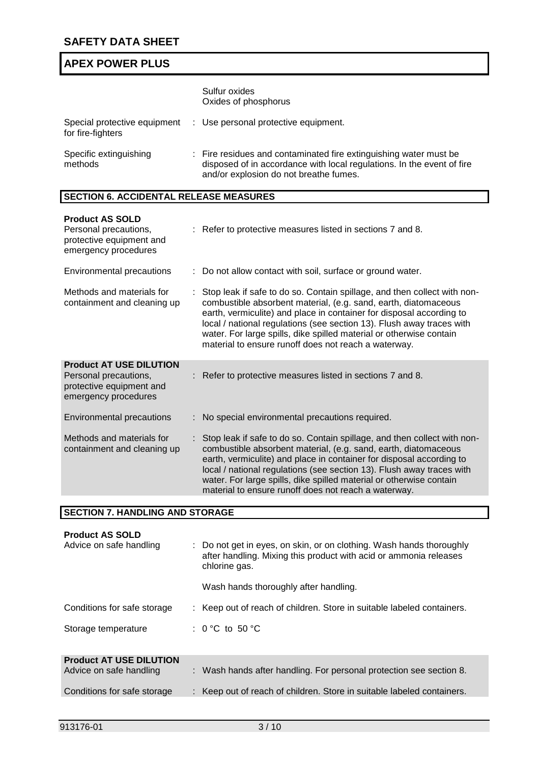| | |
|---|---|
| | Sulfur oxides<br>Oxides of phosphorus |
| Special protective equipment for fire-fighters | : Use personal protective equipment. |
| Specific extinguishing methods | : Fire residues and contaminated fire extinguishing water must be disposed of in accordance with local regulations. In the event of fire and/or explosion do not breathe fumes. |

## SECTION 6. ACCIDENTAL RELEASE MEASURES

**Product AS SOLD**

| | |
|---|---|
| Personal precautions, protective equipment and emergency procedures | : Refer to protective measures listed in sections 7 and 8. |
| Environmental precautions | : Do not allow contact with soil, surface or ground water. |
| Methods and materials for containment and cleaning up | : Stop leak if safe to do so. Contain spillage, and then collect with non-combustible absorbent material, (e.g. sand, earth, diatomaceous earth, vermiculite) and place in container for disposal according to local / national regulations (see section 13). Flush away traces with water. For large spills, dike spilled material or otherwise contain material to ensure runoff does not reach a waterway. |

**Product AT USE DILUTION**

| | |
|---|---|
| Personal precautions, protective equipment and emergency procedures | : Refer to protective measures listed in sections 7 and 8. |
| Environmental precautions | : No special environmental precautions required. |
| Methods and materials for containment and cleaning up | : Stop leak if safe to do so. Contain spillage, and then collect with non-combustible absorbent material, (e.g. sand, earth, diatomaceous earth, vermiculite) and place in container for disposal according to local / national regulations (see section 13). Flush away traces with water. For large spills, dike spilled material or otherwise contain material to ensure runoff does not reach a waterway. |

## SECTION 7. HANDLING AND STORAGE

**Product AS SOLD**

| | |
|---|---|
| Advice on safe handling | : Do not get in eyes, on skin, or on clothing. Wash hands thoroughly after handling. Mixing this product with acid or ammonia releases chlorine gas.<br><br>Wash hands thoroughly after handling. |
| Conditions for safe storage | : Keep out of reach of children. Store in suitable labeled containers. |
| Storage temperature | : 0 °C to 50 °C |

**Product AT USE DILUTION**

| | |
|---|---|
| Advice on safe handling | : Wash hands after handling. For personal protection see section 8. |
| Conditions for safe storage | : Keep out of reach of children. Store in suitable labeled containers. |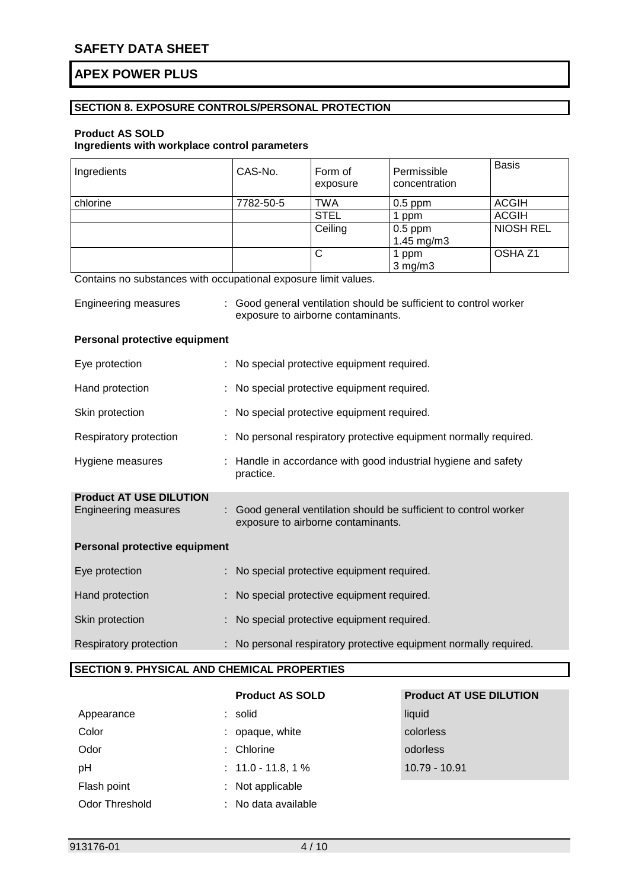## SECTION 8. EXPOSURE CONTROLS/PERSONAL PROTECTION

**Product AS SOLD**
**Ingredients with workplace control parameters**

| Ingredients | CAS-No. | Form of exposure | Permissible concentration | Basis |
|---|---|---|---|---|
| chlorine | 7782-50-5 | TWA | 0.5 ppm | ACGIH |
| | | STEL | 1 ppm | ACGIH |
| | | Ceiling | 0.5 ppm<br>1.45 mg/m3 | NIOSH REL |
| | | C | 1 ppm<br>3 mg/m3 | OSHA Z1 |

Contains no substances with occupational exposure limit values.

Engineering measures : Good general ventilation should be sufficient to control worker exposure to airborne contaminants.

**Personal protective equipment**

Eye protection : No special protective equipment required.

Hand protection : No special protective equipment required.

Skin protection : No special protective equipment required.

Respiratory protection : No personal respiratory protective equipment normally required.

Hygiene measures : Handle in accordance with good industrial hygiene and safety practice.

**Product AT USE DILUTION**

Engineering measures : Good general ventilation should be sufficient to control worker exposure to airborne contaminants.

**Personal protective equipment**

Eye protection : No special protective equipment required.

Hand protection : No special protective equipment required.

Skin protection : No special protective equipment required.

Respiratory protection : No personal respiratory protective equipment normally required.

## SECTION 9. PHYSICAL AND CHEMICAL PROPERTIES

| | Product AS SOLD | Product AT USE DILUTION |
|---|---|---|
| Appearance | solid | liquid |
| Color | opaque, white | colorless |
| Odor | Chlorine | odorless |
| pH | 11.0 - 11.8, 1 % | 10.79 - 10.91 |
| Flash point | Not applicable | |
| Odor Threshold | No data available | |

913176-01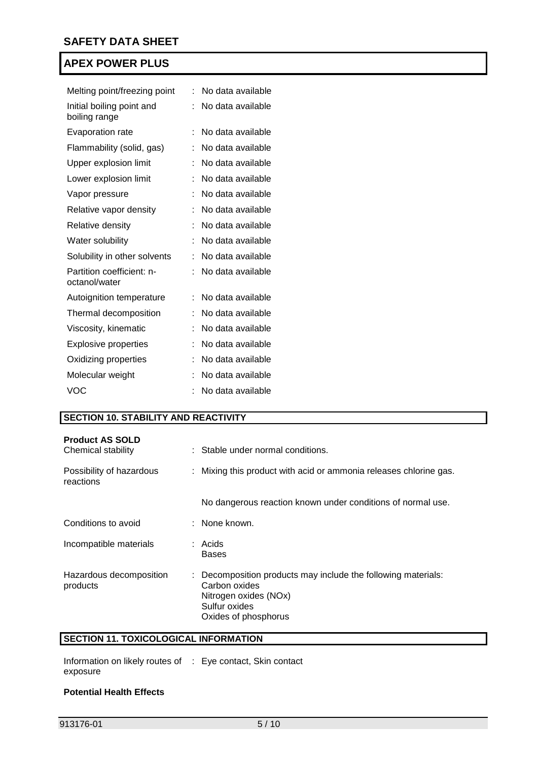| | | |
|---|---|---|
| Melting point/freezing point | : | No data available |
| Initial boiling point and boiling range | : | No data available |
| Evaporation rate | : | No data available |
| Flammability (solid, gas) | : | No data available |
| Upper explosion limit | : | No data available |
| Lower explosion limit | : | No data available |
| Vapor pressure | : | No data available |
| Relative vapor density | : | No data available |
| Relative density | : | No data available |
| Water solubility | : | No data available |
| Solubility in other solvents | : | No data available |
| Partition coefficient: n-octanol/water | : | No data available |
| Autoignition temperature | : | No data available |
| Thermal decomposition | : | No data available |
| Viscosity, kinematic | : | No data available |
| Explosive properties | : | No data available |
| Oxidizing properties | : | No data available |
| Molecular weight | : | No data available |
| VOC | : | No data available |

## SECTION 10. STABILITY AND REACTIVITY

**Product AS SOLD**

| | | |
|---|---|---|
| Chemical stability | : | Stable under normal conditions. |
| Possibility of hazardous reactions | : | Mixing this product with acid or ammonia releases chlorine gas.<br><br>No dangerous reaction known under conditions of normal use. |
| Conditions to avoid | : | None known. |
| Incompatible materials | : | Acids<br>Bases |
| Hazardous decomposition products | : | Decomposition products may include the following materials:<br>Carbon oxides<br>Nitrogen oxides (NOx)<br>Sulfur oxides<br>Oxides of phosphorus |

## SECTION 11. TOXICOLOGICAL INFORMATION

| | | |
|---|---|---|
| Information on likely routes of exposure | : | Eye contact, Skin contact |

**Potential Health Effects**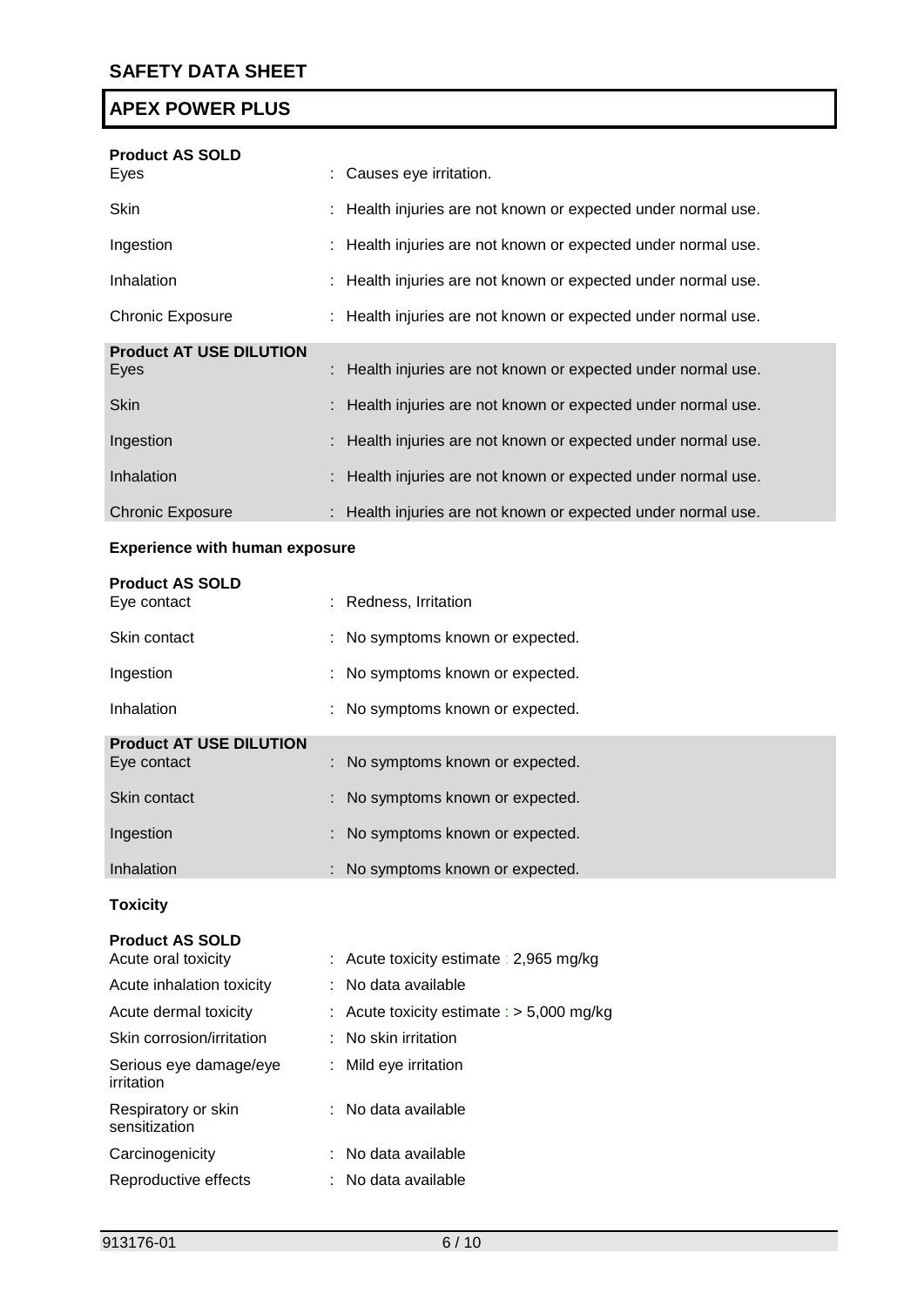**Product AS SOLD**

| | |
|---|---|
| Eyes | : Causes eye irritation. |
| Skin | : Health injuries are not known or expected under normal use. |
| Ingestion | : Health injuries are not known or expected under normal use. |
| Inhalation | : Health injuries are not known or expected under normal use. |
| Chronic Exposure | : Health injuries are not known or expected under normal use. |

**Product AT USE DILUTION**

| | |
|---|---|
| Eyes | : Health injuries are not known or expected under normal use. |
| Skin | : Health injuries are not known or expected under normal use. |
| Ingestion | : Health injuries are not known or expected under normal use. |
| Inhalation | : Health injuries are not known or expected under normal use. |
| Chronic Exposure | : Health injuries are not known or expected under normal use. |

**Experience with human exposure**

**Product AS SOLD**

| | |
|---|---|
| Eye contact | : Redness, Irritation |
| Skin contact | : No symptoms known or expected. |
| Ingestion | : No symptoms known or expected. |
| Inhalation | : No symptoms known or expected. |

**Product AT USE DILUTION**

| | |
|---|---|
| Eye contact | : No symptoms known or expected. |
| Skin contact | : No symptoms known or expected. |
| Ingestion | : No symptoms known or expected. |
| Inhalation | : No symptoms known or expected. |

**Toxicity**

**Product AS SOLD**

| | |
|---|---|
| Acute oral toxicity | : Acute toxicity estimate : 2,965 mg/kg |
| Acute inhalation toxicity | : No data available |
| Acute dermal toxicity | : Acute toxicity estimate : > 5,000 mg/kg |
| Skin corrosion/irritation | : No skin irritation |
| Serious eye damage/eye irritation | : Mild eye irritation |
| Respiratory or skin sensitization | : No data available |
| Carcinogenicity | : No data available |
| Reproductive effects | : No data available |

913176-01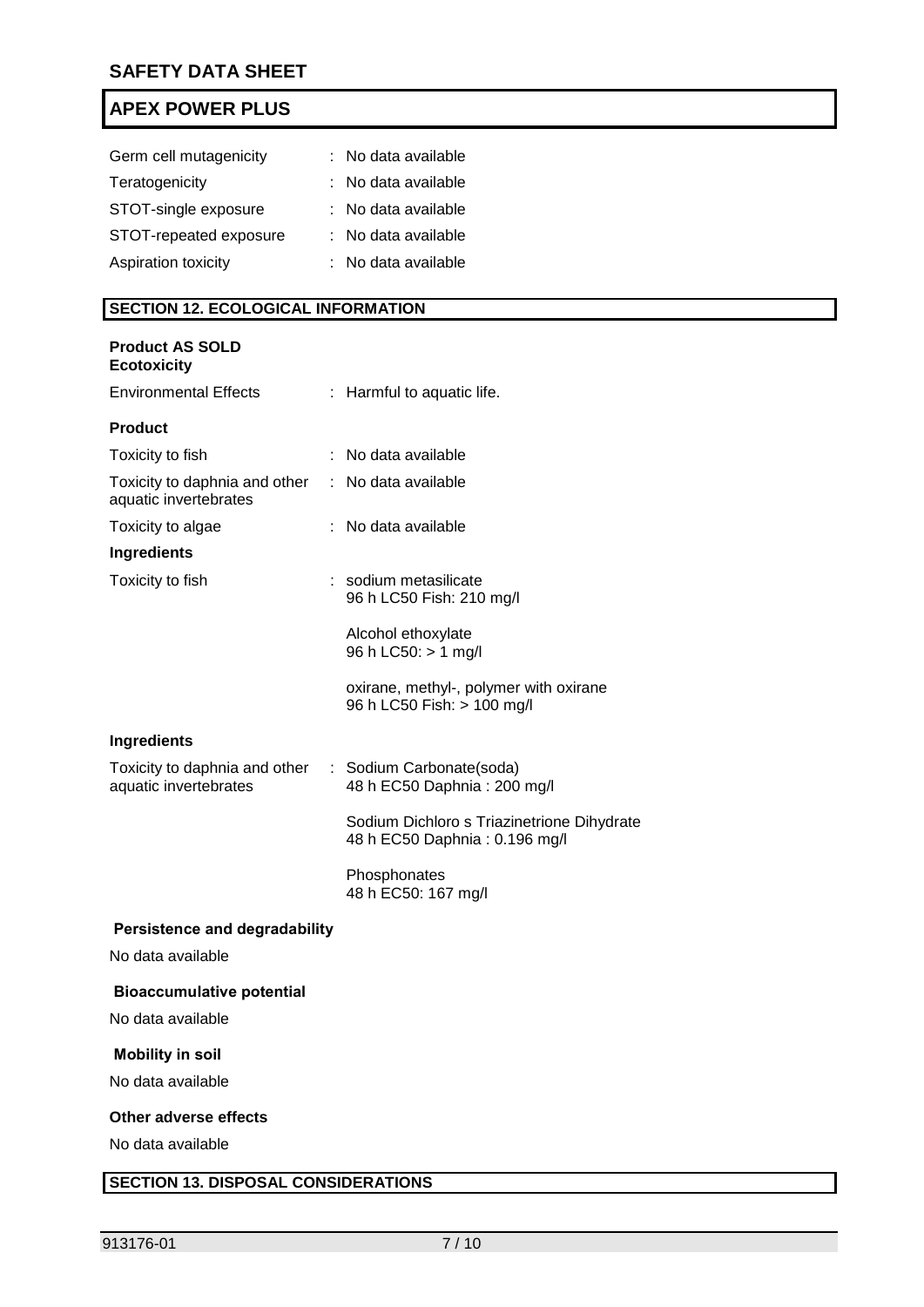Germ cell mutagenicity : No data available

Teratogenicity : No data available

STOT-single exposure : No data available

STOT-repeated exposure : No data available

Aspiration toxicity : No data available

## SECTION 12. ECOLOGICAL INFORMATION

**Product AS SOLD**
**Ecotoxicity**

Environmental Effects : Harmful to aquatic life.

**Product**

Toxicity to fish : No data available

Toxicity to daphnia and other aquatic invertebrates : No data available

Toxicity to algae : No data available

**Ingredients**

Toxicity to fish : sodium metasilicate
96 h LC50 Fish: 210 mg/l

Alcohol ethoxylate
96 h LC50: > 1 mg/l

oxirane, methyl-, polymer with oxirane
96 h LC50 Fish: > 100 mg/l

**Ingredients**

Toxicity to daphnia and other aquatic invertebrates : Sodium Carbonate(soda)
48 h EC50 Daphnia : 200 mg/l

Sodium Dichloro s Triazinetrione Dihydrate
48 h EC50 Daphnia : 0.196 mg/l

Phosphonates
48 h EC50: 167 mg/l

**Persistence and degradability**

No data available

**Bioaccumulative potential**

No data available

**Mobility in soil**

No data available

**Other adverse effects**

No data available

## SECTION 13. DISPOSAL CONSIDERATIONS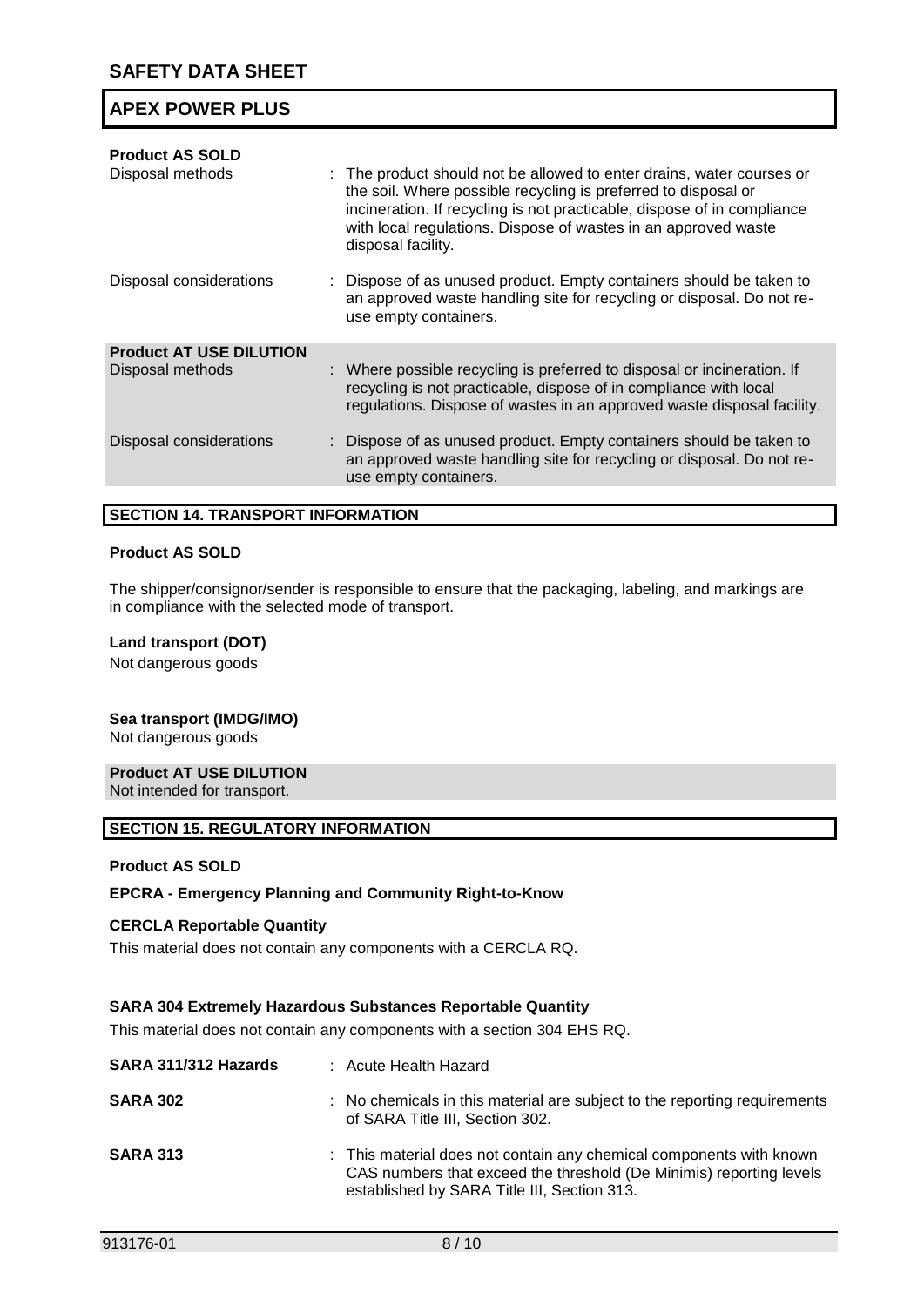**Product AS SOLD**

| | |
|---|---|
| Disposal methods | : The product should not be allowed to enter drains, water courses or the soil. Where possible recycling is preferred to disposal or incineration. If recycling is not practicable, dispose of in compliance with local regulations. Dispose of wastes in an approved waste disposal facility. |
| Disposal considerations | : Dispose of as unused product. Empty containers should be taken to an approved waste handling site for recycling or disposal. Do not re-use empty containers. |

**Product AT USE DILUTION**

| | |
|---|---|
| Disposal methods | : Where possible recycling is preferred to disposal or incineration. If recycling is not practicable, dispose of in compliance with local regulations. Dispose of wastes in an approved waste disposal facility. |
| Disposal considerations | : Dispose of as unused product. Empty containers should be taken to an approved waste handling site for recycling or disposal. Do not re-use empty containers. |

## SECTION 14. TRANSPORT INFORMATION

**Product AS SOLD**

The shipper/consignor/sender is responsible to ensure that the packaging, labeling, and markings are in compliance with the selected mode of transport.

**Land transport (DOT)**

Not dangerous goods

**Sea transport (IMDG/IMO)**

Not dangerous goods

**Product AT USE DILUTION**

Not intended for transport.

## SECTION 15. REGULATORY INFORMATION

**Product AS SOLD**

**EPCRA - Emergency Planning and Community Right-to-Know**

**CERCLA Reportable Quantity**

This material does not contain any components with a CERCLA RQ.

**SARA 304 Extremely Hazardous Substances Reportable Quantity**

This material does not contain any components with a section 304 EHS RQ.

| | |
|---|---|
| **SARA 311/312 Hazards** | : Acute Health Hazard |
| **SARA 302** | : No chemicals in this material are subject to the reporting requirements of SARA Title III, Section 302. |
| **SARA 313** | : This material does not contain any chemical components with known CAS numbers that exceed the threshold (De Minimis) reporting levels established by SARA Title III, Section 313. |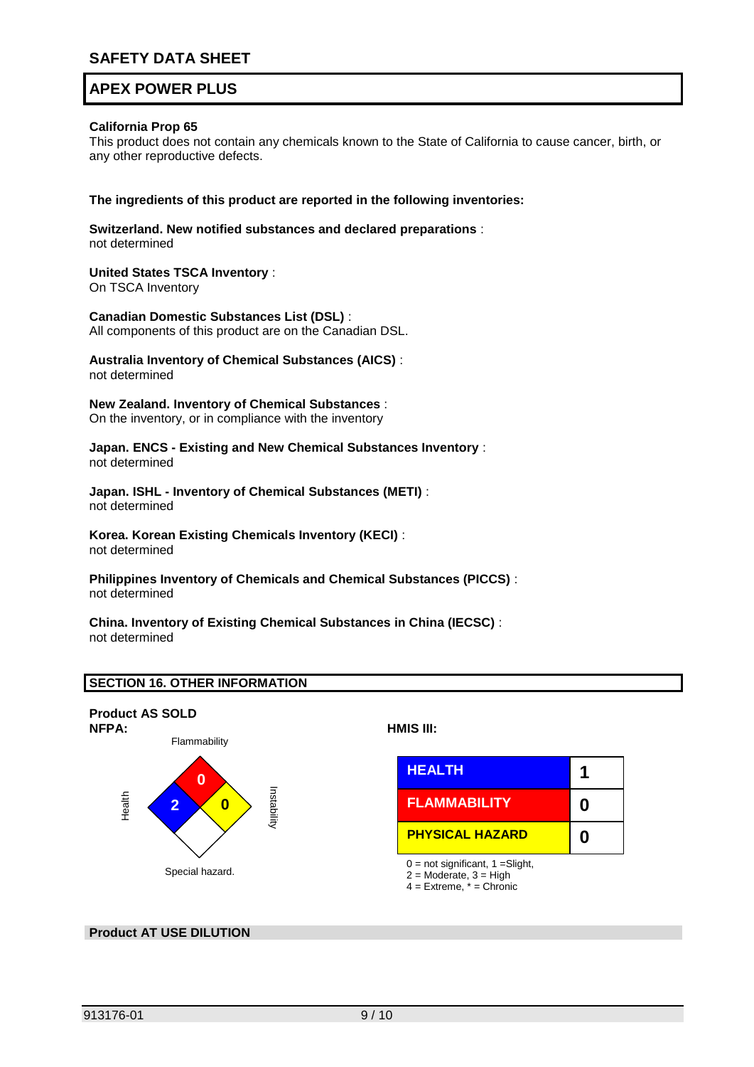## California Prop 65

This product does not contain any chemicals known to the State of California to cause cancer, birth, or any other reproductive defects.

**The ingredients of this product are reported in the following inventories:**

**Switzerland. New notified substances and declared preparations** :
not determined

**United States TSCA Inventory** :
On TSCA Inventory

**Canadian Domestic Substances List (DSL)** :
All components of this product are on the Canadian DSL.

**Australia Inventory of Chemical Substances (AICS)** :
not determined

**New Zealand. Inventory of Chemical Substances** :
On the inventory, or in compliance with the inventory

**Japan. ENCS - Existing and New Chemical Substances Inventory** :
not determined

**Japan. ISHL - Inventory of Chemical Substances (METI)** :
not determined

**Korea. Korean Existing Chemicals Inventory (KECI)** :
not determined

**Philippines Inventory of Chemicals and Chemical Substances (PICCS)** :
not determined

**China. Inventory of Existing Chemical Substances in China (IECSC)** :
not determined

## SECTION 16. OTHER INFORMATION

**Product AS SOLD**

**NFPA:**

| Health | Flammability | Instability | Special hazard. |
|---|---|---|---|
| 2 | 0 | 0 | |

**HMIS III:**

| | |
|---|---|
| HEALTH | 1 |
| FLAMMABILITY | 0 |
| PHYSICAL HAZARD | 0 |

0 = not significant, 1 =Slight,
2 = Moderate, 3 = High
4 = Extreme, * = Chronic

**Product AT USE DILUTION**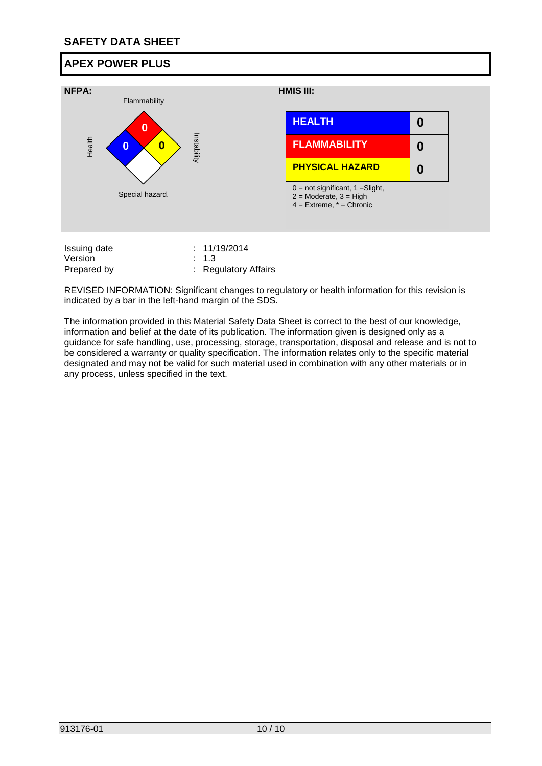## SAFETY DATA SHEET

## APEX POWER PLUS

**NFPA:**

Flammability

Health

Instability

Special hazard.

0

0

0

**HMIS III:**

| | |
|---|---|
| **HEALTH** | **0** |
| **FLAMMABILITY** | **0** |
| **PHYSICAL HAZARD** | **0** |

0 = not significant, 1 =Slight,
2 = Moderate, 3 = High
4 = Extreme, * = Chronic

| | |
|---|---|
| Issuing date | : 11/19/2014 |
| Version | : 1.3 |
| Prepared by | : Regulatory Affairs |

REVISED INFORMATION: Significant changes to regulatory or health information for this revision is indicated by a bar in the left-hand margin of the SDS.

The information provided in this Material Safety Data Sheet is correct to the best of our knowledge, information and belief at the date of its publication. The information given is designed only as a guidance for safe handling, use, processing, storage, transportation, disposal and release and is not to be considered a warranty or quality specification. The information relates only to the specific material designated and may not be valid for such material used in combination with any other materials or in any process, unless specified in the text.

913176-01